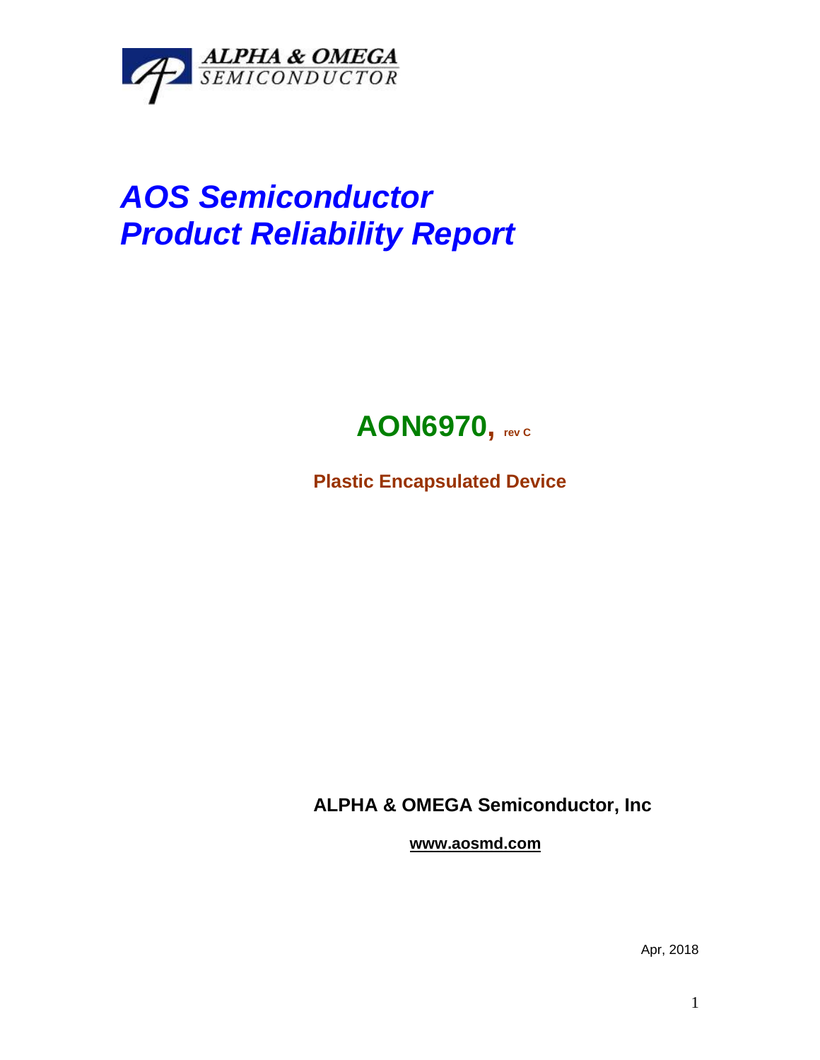ALPHA & OMEGA
SEMICONDUCTOR

# *AOS Semiconductor*
# *Product Reliability Report*

## AON6970, rev C

**Plastic Encapsulated Device**

**ALPHA & OMEGA Semiconductor, Inc**

**www.aosmd.com**

Apr, 2018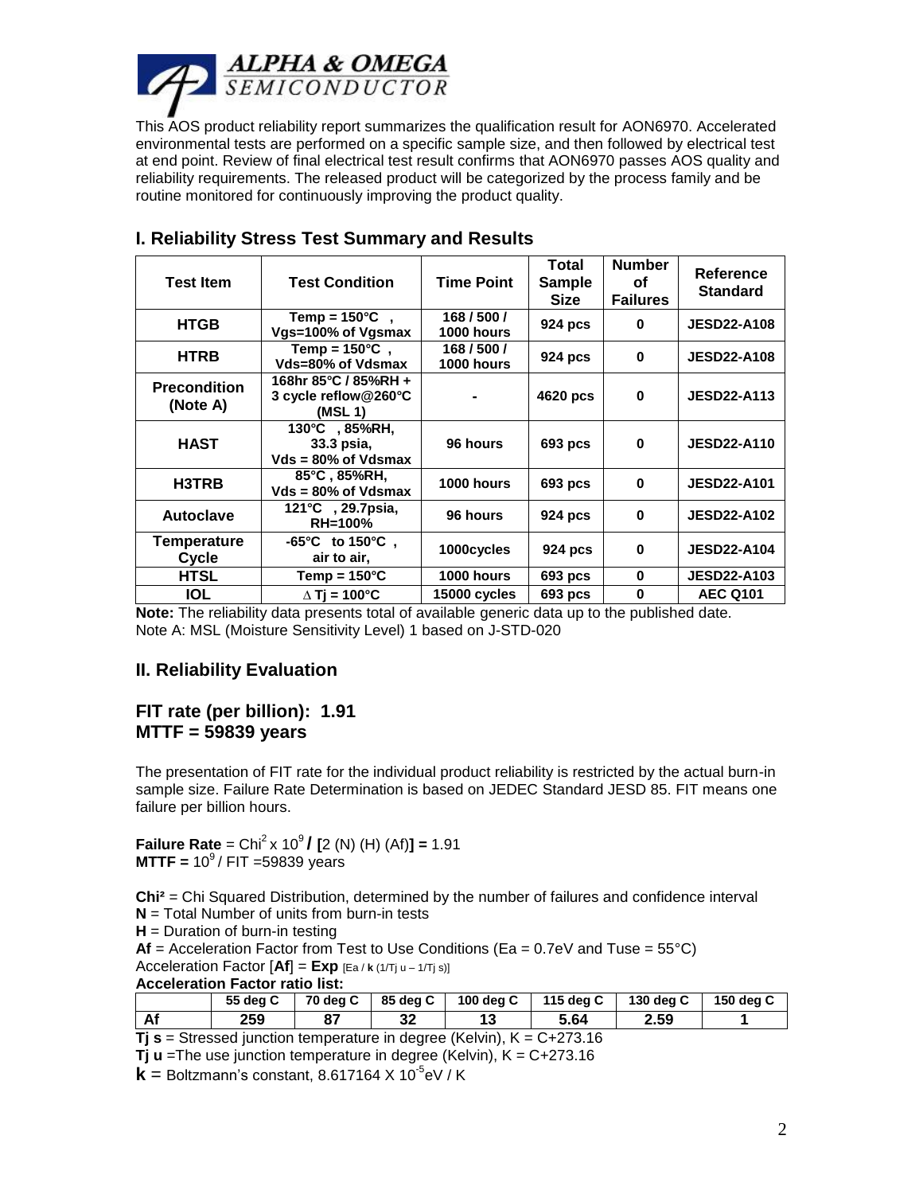This AOS product reliability report summarizes the qualification result for AON6970. Accelerated environmental tests are performed on a specific sample size, and then followed by electrical test at end point. Review of final electrical test result confirms that AON6970 passes AOS quality and reliability requirements. The released product will be categorized by the process family and be routine monitored for continuously improving the product quality.

## I. Reliability Stress Test Summary and Results

| Test Item | Test Condition | Time Point | Total Sample Size | Number of Failures | Reference Standard |
|---|---|---|---|---|---|
| **HTGB** | **Temp = 150°C , Vgs=100% of Vgsmax** | **168 / 500 / 1000 hours** | **924 pcs** | **0** | **JESD22-A108** |
| **HTRB** | **Temp = 150°C , Vds=80% of Vdsmax** | **168 / 500 / 1000 hours** | **924 pcs** | **0** | **JESD22-A108** |
| **Precondition (Note A)** | **168hr 85°C / 85%RH + 3 cycle reflow@260°C (MSL 1)** | **-** | **4620 pcs** | **0** | **JESD22-A113** |
| **HAST** | **130°C , 85%RH, 33.3 psia, Vds = 80% of Vdsmax** | **96 hours** | **693 pcs** | **0** | **JESD22-A110** |
| **H3TRB** | **85°C , 85%RH, Vds = 80% of Vdsmax** | **1000 hours** | **693 pcs** | **0** | **JESD22-A101** |
| **Autoclave** | **121°C , 29.7psia, RH=100%** | **96 hours** | **924 pcs** | **0** | **JESD22-A102** |
| **Temperature Cycle** | **-65°C to 150°C , air to air,** | **1000cycles** | **924 pcs** | **0** | **JESD22-A104** |
| **HTSL** | **Temp = 150°C** | **1000 hours** | **693 pcs** | **0** | **JESD22-A103** |
| **IOL** | **$\Delta$ Tj = 100°C** | **15000 cycles** | **693 pcs** | **0** | **AEC Q101** |

**Note:** The reliability data presents total of available generic data up to the published date.
Note A: MSL (Moisture Sensitivity Level) 1 based on J-STD-020

## II. Reliability Evaluation

### FIT rate (per billion): 1.91
### MTTF = 59839 years

The presentation of FIT rate for the individual product reliability is restricted by the actual burn-in sample size. Failure Rate Determination is based on JEDEC Standard JESD 85. FIT means one failure per billion hours.

**Failure Rate** = $Chi^2 \times 10^9$ **/ [**2 (N) (H) (Af)**] =** 1.91
**MTTF =** $10^9$ / FIT =59839 years

**Chi²** = Chi Squared Distribution, determined by the number of failures and confidence interval
**N** = Total Number of units from burn-in tests
**H** = Duration of burn-in testing
**Af** = Acceleration Factor from Test to Use Conditions (Ea = 0.7eV and Tuse = 55°C)
Acceleration Factor [**Af**] = **Exp** $[Ea / \mathbf{k} (1/T_{j\,u} - 1/T_{j\,s})]$
**Acceleration Factor ratio list:**

| | 55 deg C | 70 deg C | 85 deg C | 100 deg C | 115 deg C | 130 deg C | 150 deg C |
|---|---|---|---|---|---|---|---|
| **Af** | **259** | **87** | **32** | **13** | **5.64** | **2.59** | **1** |

**Tj s** = Stressed junction temperature in degree (Kelvin), K = C+273.16
**Tj u** =The use junction temperature in degree (Kelvin), K = C+273.16
**k** = Boltzmann's constant, 8.617164 X $10^{-5}$eV / K